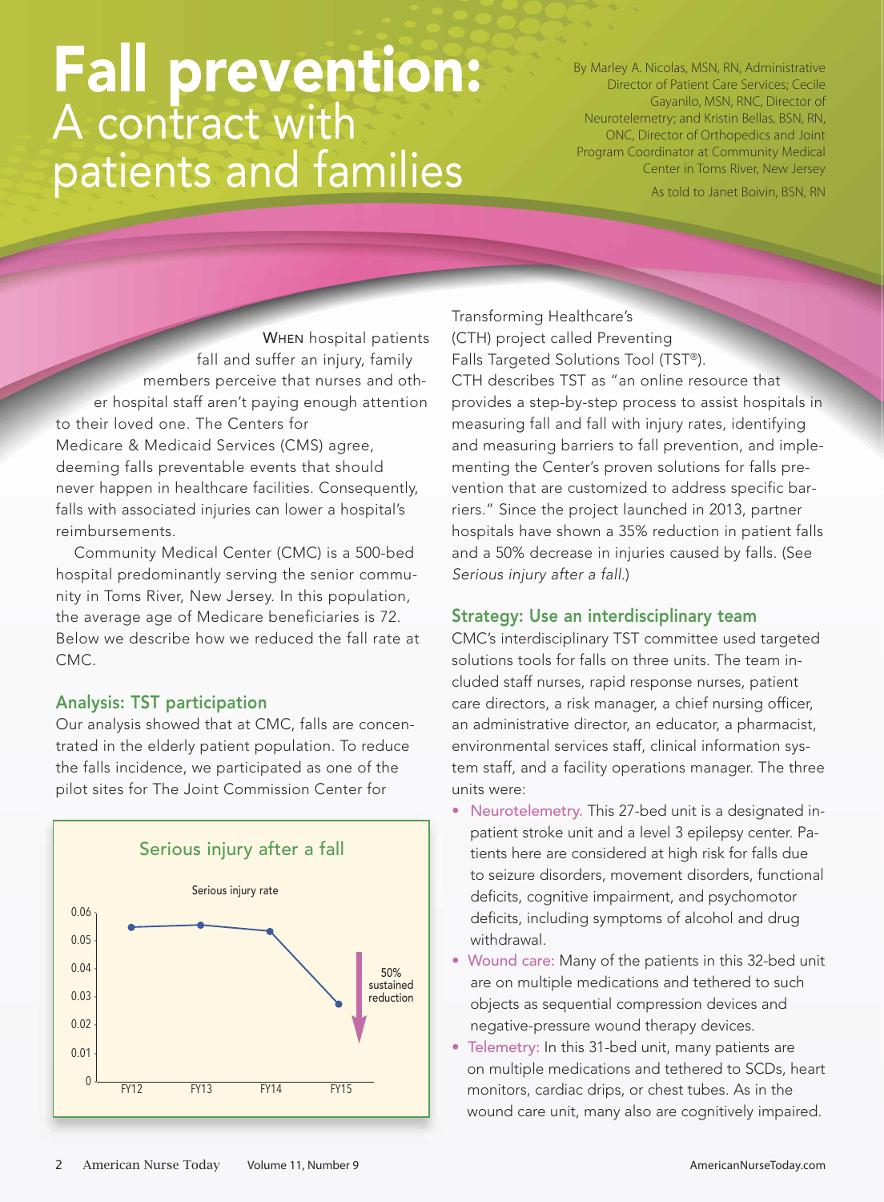# Fall prevention: A contract with patients and families

By Marley A. Nicolas, MSN, RN, Administrative Director of Patient Care Services; Cecile Gayanilo, MSN, RNC, Director of Neurotelemetry; and Kristin Bellas, BSN, RN, ONC, Director of Orthopedics and Joint Program Coordinator at Community Medical Center in Toms River, New Jersey

As told to Janet Boivin, BSN, RN

WHEN hospital patients fall and suffer an injury, family members perceive that nurses and other hospital staff aren't paying enough attention to their loved one. The Centers for Medicare & Medicaid Services (CMS) agree, deeming falls preventable events that should never happen in healthcare facilities. Consequently, falls with associated injuries can lower a hospital's reimbursements.

Community Medical Center (CMC) is a 500-bed hospital predominantly serving the senior community in Toms River, New Jersey. In this population, the average age of Medicare beneficiaries is 72. Below we describe how we reduced the fall rate at CMC.

## Analysis: TST participation

Our analysis showed that at CMC, falls are concentrated in the elderly patient population. To reduce the falls incidence, we participated as one of the pilot sites for The Joint Commission Center for Transforming Healthcare's (CTH) project called Preventing Falls Targeted Solutions Tool (TST®). CTH describes TST as "an online resource that provides a step-by-step process to assist hospitals in measuring fall and fall with injury rates, identifying and measuring barriers to fall prevention, and implementing the Center's proven solutions for falls prevention that are customized to address specific barriers." Since the project launched in 2013, partner hospitals have shown a 35% reduction in patient falls and a 50% decrease in injuries caused by falls. (See *Serious injury after a fall*.)

### Serious injury after a fall

Serious injury rate

| Fiscal year | Serious injury rate (approx.) |
|---|---|
| FY12 | 0.055 |
| FY13 | 0.055 |
| FY14 | 0.053 |
| FY15 | 0.027 |

50% sustained reduction

## Strategy: Use an interdisciplinary team

CMC's interdisciplinary TST committee used targeted solutions tools for falls on three units. The team included staff nurses, rapid response nurses, patient care directors, a risk manager, a chief nursing officer, an administrative director, an educator, a pharmacist, environmental services staff, clinical information system staff, and a facility operations manager. The three units were:

- Neurotelemetry. This 27-bed unit is a designated inpatient stroke unit and a level 3 epilepsy center. Patients here are considered at high risk for falls due to seizure disorders, movement disorders, functional deficits, cognitive impairment, and psychomotor deficits, including symptoms of alcohol and drug withdrawal.
- Wound care: Many of the patients in this 32-bed unit are on multiple medications and tethered to such objects as sequential compression devices and negative-pressure wound therapy devices.
- Telemetry: In this 31-bed unit, many patients are on multiple medications and tethered to SCDs, heart monitors, cardiac drips, or chest tubes. As in the wound care unit, many also are cognitively impaired.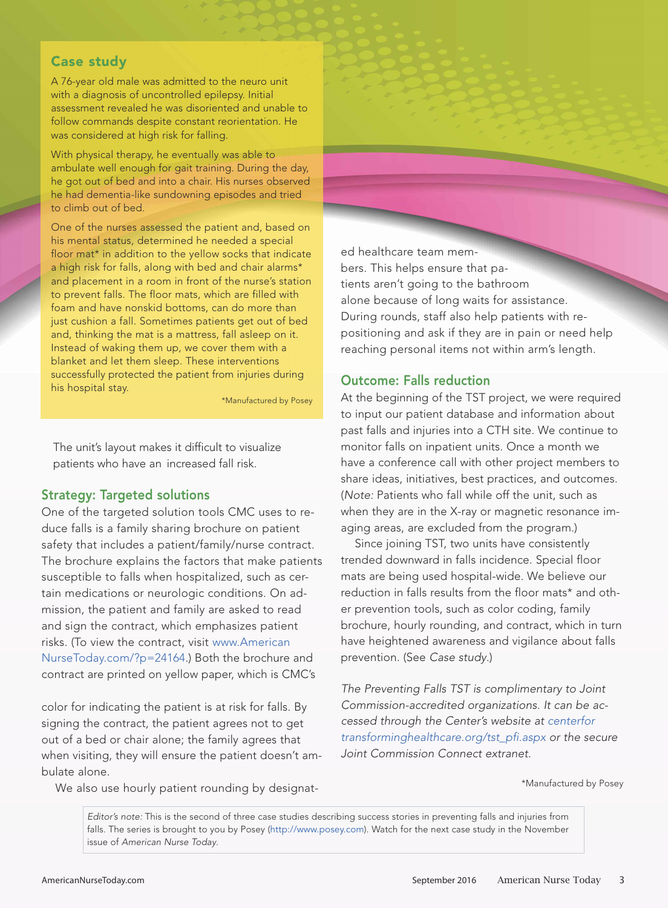## Case study

A 76-year old male was admitted to the neuro unit with a diagnosis of uncontrolled epilepsy. Initial assessment revealed he was disoriented and unable to follow commands despite constant reorientation. He was considered at high risk for falling.

With physical therapy, he eventually was able to ambulate well enough for gait training. During the day, he got out of bed and into a chair. His nurses observed he had dementia-like sundowning episodes and tried to climb out of bed.

One of the nurses assessed the patient and, based on his mental status, determined he needed a special floor mat* in addition to the yellow socks that indicate a high risk for falls, along with bed and chair alarms* and placement in a room in front of the nurse's station to prevent falls. The floor mats, which are filled with foam and have nonskid bottoms, can do more than just cushion a fall. Sometimes patients get out of bed and, thinking the mat is a mattress, fall asleep on it. Instead of waking them up, we cover them with a blanket and let them sleep. These interventions successfully protected the patient from injuries during his hospital stay.

*Manufactured by Posey

The unit's layout makes it difficult to visualize patients who have an increased fall risk.

## Strategy: Targeted solutions

One of the targeted solution tools CMC uses to reduce falls is a family sharing brochure on patient safety that includes a patient/family/nurse contract. The brochure explains the factors that make patients susceptible to falls when hospitalized, such as certain medications or neurologic conditions. On admission, the patient and family are asked to read and sign the contract, which emphasizes patient risks. (To view the contract, visit www.AmericanNurseToday.com/?p=24164.) Both the brochure and contract are printed on yellow paper, which is CMC's color for indicating the patient is at risk for falls. By signing the contract, the patient agrees not to get out of a bed or chair alone; the family agrees that when visiting, they will ensure the patient doesn't ambulate alone.

We also use hourly patient rounding by designated healthcare team members. This helps ensure that patients aren't going to the bathroom alone because of long waits for assistance. During rounds, staff also help patients with repositioning and ask if they are in pain or need help reaching personal items not within arm's length.

## Outcome: Falls reduction

At the beginning of the TST project, we were required to input our patient database and information about past falls and injuries into a CTH site. We continue to monitor falls on inpatient units. Once a month we have a conference call with other project members to share ideas, initiatives, best practices, and outcomes. (*Note:* Patients who fall while off the unit, such as when they are in the X-ray or magnetic resonance imaging areas, are excluded from the program.)

Since joining TST, two units have consistently trended downward in falls incidence. Special floor mats are being used hospital-wide. We believe our reduction in falls results from the floor mats* and other prevention tools, such as color coding, family brochure, hourly rounding, and contract, which in turn have heightened awareness and vigilance about falls prevention. (See *Case study*.)

*The Preventing Falls TST is complimentary to Joint Commission-accredited organizations. It can be accessed through the Center's website at centerfortransforminghealthcare.org/tst_pfi.aspx or the secure Joint Commission Connect extranet.*

*Manufactured by Posey

*Editor's note:* This is the second of three case studies describing success stories in preventing falls and injuries from falls. The series is brought to you by Posey (http://www.posey.com). Watch for the next case study in the November issue of *American Nurse Today.*